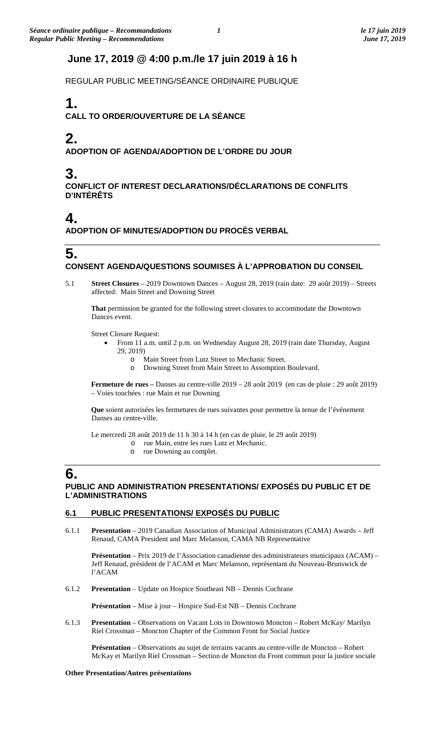## June 17, 2019 @ 4:00 p.m./le 17 juin 2019 à 16 h

REGULAR PUBLIC MEETING/SÉANCE ORDINAIRE PUBLIQUE

# 1.

**CALL TO ORDER/OUVERTURE DE LA SÉANCE**

# 2.

**ADOPTION OF AGENDA/ADOPTION DE L'ORDRE DU JOUR**

# 3.

**CONFLICT OF INTEREST DECLARATIONS/DÉCLARATIONS DE CONFLITS D'INTÉRÊTS**

# 4.

**ADOPTION OF MINUTES/ADOPTION DU PROCÈS VERBAL**

---

# 5.

**CONSENT AGENDA/QUESTIONS SOUMISES À L'APPROBATION DU CONSEIL**

5.1 **Street Closures** – 2019 Downtown Dances – August 28, 2019 (rain date: 29 août 2019) – Streets affected: Main Street and Downing Street

**That** permission be granted for the following street closures to accommodate the Downtown Dances event.

Street Closure Request:

- From 11 a.m. until 2 p.m. on Wednesday August 28, 2019 (rain date Thursday, August 29, 2019)
  - Main Street from Lutz Street to Mechanic Street.
  - Downing Street from Main Street to Assomption Boulevard.

**Fermeture de rues –** Danses au centre-ville 2019 – 28 août 2019 (en cas de pluie : 29 août 2019) – Voies touchées : rue Main et rue Downing

**Que** soient autorisées les fermetures de rues suivantes pour permettre la tenue de l'événement Danses au centre-ville.

Le mercredi 28 août 2019 de 11 h 30 à 14 h (en cas de pluie, le 29 août 2019)

- rue Main, entre les rues Lutz et Mechanic.
- rue Downing au complet.

---

# 6.

**PUBLIC AND ADMINISTRATION PRESENTATIONS/ EXPOSÉS DU PUBLIC ET DE L'ADMINISTRATIONS**

### 6.1 PUBLIC PRESENTATIONS/ EXPOSÉS DU PUBLIC

6.1.1 **Presentation** – 2019 Canadian Association of Municipal Administrators (CAMA) Awards – Jeff Renaud, CAMA President and Marc Melanson, CAMA NB Representative

**Présentation** – Prix 2019 de l'Association canadienne des administrateurs municipaux (ACAM) – Jeff Renaud, président de l'ACAM et Marc Melanson, représentant du Nouveau-Brunswick de l'ACAM

6.1.2 **Presentation** – Update on Hospice Southeast NB – Dennis Cochrane

**Présentation** – Mise à jour – Hospice Sud-Est NB – Dennis Cochrane

6.1.3 **Presentation** – Observations on Vacant Lots in Downtown Moncton – Robert McKay/ Marilyn Riel Crossman – Moncton Chapter of the Common Front for Social Justice

**Présentation** – Observations au sujet de terrains vacants au centre-ville de Moncton – Robert McKay et Marilyn Riel Crossman – Section de Moncton du Front commun pour la justice sociale

**Other Presentation/Autres présentations**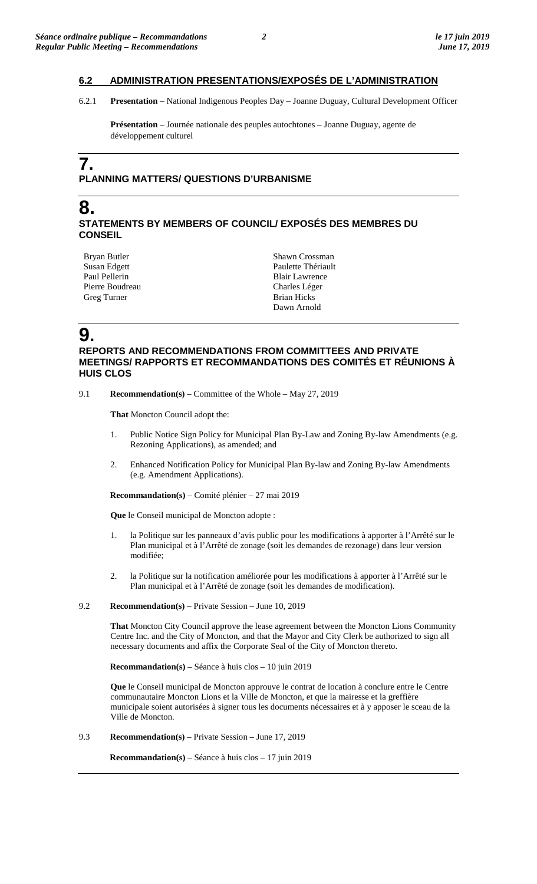## 6.2 ADMINISTRATION PRESENTATIONS/EXPOSÉS DE L'ADMINISTRATION

6.2.1 **Presentation** – National Indigenous Peoples Day – Joanne Duguay, Cultural Development Officer

**Présentation** – Journée nationale des peuples autochtones – Joanne Duguay, agente de développement culturel

# 7.

## PLANNING MATTERS/ QUESTIONS D'URBANISME

# 8.

## STATEMENTS BY MEMBERS OF COUNCIL/ EXPOSÉS DES MEMBRES DU CONSEIL

Bryan Butler
Susan Edgett
Paul Pellerin
Pierre Boudreau
Greg Turner
Shawn Crossman
Paulette Thériault
Blair Lawrence
Charles Léger
Brian Hicks
Dawn Arnold

# 9.

## REPORTS AND RECOMMENDATIONS FROM COMMITTEES AND PRIVATE MEETINGS/ RAPPORTS ET RECOMMANDATIONS DES COMITÉS ET RÉUNIONS À HUIS CLOS

9.1 **Recommendation(s)** – Committee of the Whole – May 27, 2019

**That** Moncton Council adopt the:

1. Public Notice Sign Policy for Municipal Plan By-Law and Zoning By-law Amendments (e.g. Rezoning Applications), as amended; and
2. Enhanced Notification Policy for Municipal Plan By-law and Zoning By-law Amendments (e.g. Amendment Applications).

**Recommandation(s)** – Comité plénier – 27 mai 2019

**Que** le Conseil municipal de Moncton adopte :

1. la Politique sur les panneaux d'avis public pour les modifications à apporter à l'Arrêté sur le Plan municipal et à l'Arrêté de zonage (soit les demandes de rezonage) dans leur version modifiée;
2. la Politique sur la notification améliorée pour les modifications à apporter à l'Arrêté sur le Plan municipal et à l'Arrêté de zonage (soit les demandes de modification).

9.2 **Recommendation(s)** – Private Session – June 10, 2019

**That** Moncton City Council approve the lease agreement between the Moncton Lions Community Centre Inc. and the City of Moncton, and that the Mayor and City Clerk be authorized to sign all necessary documents and affix the Corporate Seal of the City of Moncton thereto.

**Recommandation(s)** – Séance à huis clos – 10 juin 2019

**Que** le Conseil municipal de Moncton approuve le contrat de location à conclure entre le Centre communautaire Moncton Lions et la Ville de Moncton, et que la mairesse et la greffière municipale soient autorisées à signer tous les documents nécessaires et à y apposer le sceau de la Ville de Moncton.

9.3 **Recommendation(s)** – Private Session – June 17, 2019

**Recommandation(s)** – Séance à huis clos – 17 juin 2019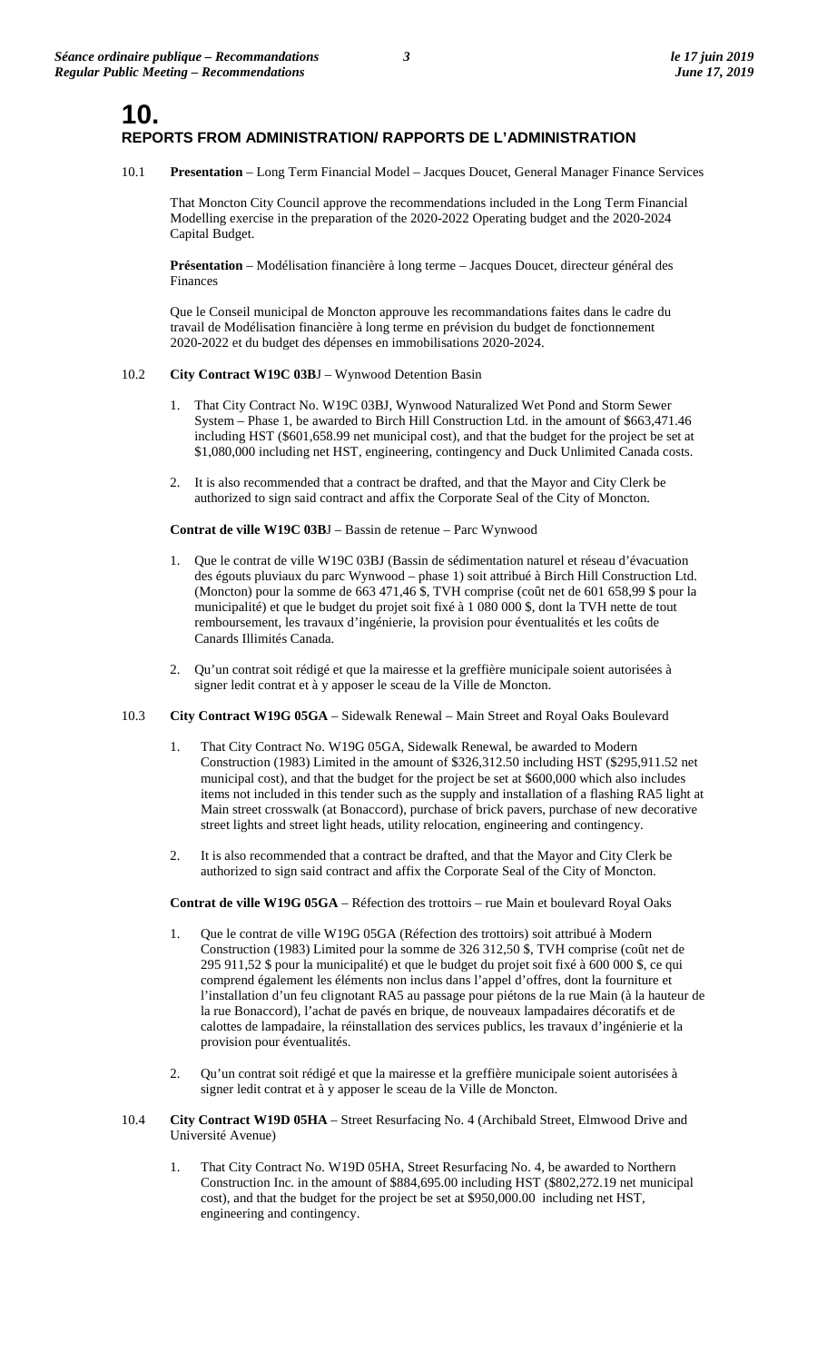# 10. REPORTS FROM ADMINISTRATION/ RAPPORTS DE L'ADMINISTRATION

10.1 **Presentation** – Long Term Financial Model – Jacques Doucet, General Manager Finance Services

That Moncton City Council approve the recommendations included in the Long Term Financial Modelling exercise in the preparation of the 2020-2022 Operating budget and the 2020-2024 Capital Budget.

**Présentation** – Modélisation financière à long terme – Jacques Doucet, directeur général des Finances

Que le Conseil municipal de Moncton approuve les recommandations faites dans le cadre du travail de Modélisation financière à long terme en prévision du budget de fonctionnement 2020-2022 et du budget des dépenses en immobilisations 2020-2024.

10.2 **City Contract W19C 03B**J – Wynwood Detention Basin

1. That City Contract No. W19C 03BJ, Wynwood Naturalized Wet Pond and Storm Sewer System – Phase 1, be awarded to Birch Hill Construction Ltd. in the amount of $663,471.46 including HST ($601,658.99 net municipal cost), and that the budget for the project be set at $1,080,000 including net HST, engineering, contingency and Duck Unlimited Canada costs.

2. It is also recommended that a contract be drafted, and that the Mayor and City Clerk be authorized to sign said contract and affix the Corporate Seal of the City of Moncton.

**Contrat de ville W19C 03B**J – Bassin de retenue – Parc Wynwood

1. Que le contrat de ville W19C 03BJ (Bassin de sédimentation naturel et réseau d'évacuation des égouts pluviaux du parc Wynwood – phase 1) soit attribué à Birch Hill Construction Ltd. (Moncton) pour la somme de 663 471,46 $, TVH comprise (coût net de 601 658,99 $ pour la municipalité) et que le budget du projet soit fixé à 1 080 000 $, dont la TVH nette de tout remboursement, les travaux d'ingénierie, la provision pour éventualités et les coûts de Canards Illimités Canada.

2. Qu'un contrat soit rédigé et que la mairesse et la greffière municipale soient autorisées à signer ledit contrat et à y apposer le sceau de la Ville de Moncton.

10.3 **City Contract W19G 05GA** – Sidewalk Renewal – Main Street and Royal Oaks Boulevard

1. That City Contract No. W19G 05GA, Sidewalk Renewal, be awarded to Modern Construction (1983) Limited in the amount of $326,312.50 including HST ($295,911.52 net municipal cost), and that the budget for the project be set at $600,000 which also includes items not included in this tender such as the supply and installation of a flashing RA5 light at Main street crosswalk (at Bonaccord), purchase of brick pavers, purchase of new decorative street lights and street light heads, utility relocation, engineering and contingency.

2. It is also recommended that a contract be drafted, and that the Mayor and City Clerk be authorized to sign said contract and affix the Corporate Seal of the City of Moncton.

**Contrat de ville W19G 05GA** – Réfection des trottoirs – rue Main et boulevard Royal Oaks

1. Que le contrat de ville W19G 05GA (Réfection des trottoirs) soit attribué à Modern Construction (1983) Limited pour la somme de 326 312,50 $, TVH comprise (coût net de 295 911,52 $ pour la municipalité) et que le budget du projet soit fixé à 600 000 $, ce qui comprend également les éléments non inclus dans l'appel d'offres, dont la fourniture et l'installation d'un feu clignotant RA5 au passage pour piétons de la rue Main (à la hauteur de la rue Bonaccord), l'achat de pavés en brique, de nouveaux lampadaires décoratifs et de calottes de lampadaire, la réinstallation des services publics, les travaux d'ingénierie et la provision pour éventualités.

2. Qu'un contrat soit rédigé et que la mairesse et la greffière municipale soient autorisées à signer ledit contrat et à y apposer le sceau de la Ville de Moncton.

10.4 **City Contract W19D 05HA** – Street Resurfacing No. 4 (Archibald Street, Elmwood Drive and Université Avenue)

1. That City Contract No. W19D 05HA, Street Resurfacing No. 4, be awarded to Northern Construction Inc. in the amount of $884,695.00 including HST ($802,272.19 net municipal cost), and that the budget for the project be set at $950,000.00 including net HST, engineering and contingency.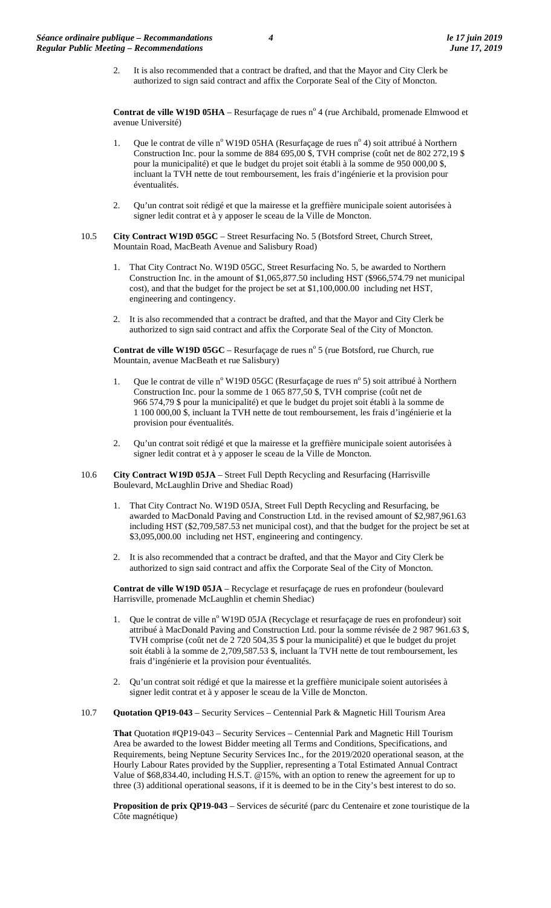2. It is also recommended that a contract be drafted, and that the Mayor and City Clerk be authorized to sign said contract and affix the Corporate Seal of the City of Moncton.

**Contrat de ville W19D 05HA** – Resurfaçage de rues n° 4 (rue Archibald, promenade Elmwood et avenue Université)

1. Que le contrat de ville n° W19D 05HA (Resurfaçage de rues n° 4) soit attribué à Northern Construction Inc. pour la somme de 884 695,00 $, TVH comprise (coût net de 802 272,19 $ pour la municipalité) et que le budget du projet soit établi à la somme de 950 000,00 $, incluant la TVH nette de tout remboursement, les frais d'ingénierie et la provision pour éventualités.

2. Qu'un contrat soit rédigé et que la mairesse et la greffière municipale soient autorisées à signer ledit contrat et à y apposer le sceau de la Ville de Moncton.

10.5 **City Contract W19D 05GC** – Street Resurfacing No. 5 (Botsford Street, Church Street, Mountain Road, MacBeath Avenue and Salisbury Road)

1. That City Contract No. W19D 05GC, Street Resurfacing No. 5, be awarded to Northern Construction Inc. in the amount of $1,065,877.50 including HST ($966,574.79 net municipal cost), and that the budget for the project be set at $1,100,000.00 including net HST, engineering and contingency.

2. It is also recommended that a contract be drafted, and that the Mayor and City Clerk be authorized to sign said contract and affix the Corporate Seal of the City of Moncton.

**Contrat de ville W19D 05GC** – Resurfaçage de rues n° 5 (rue Botsford, rue Church, rue Mountain, avenue MacBeath et rue Salisbury)

1. Que le contrat de ville n° W19D 05GC (Resurfaçage de rues n° 5) soit attribué à Northern Construction Inc. pour la somme de 1 065 877,50 $, TVH comprise (coût net de 966 574,79 $ pour la municipalité) et que le budget du projet soit établi à la somme de 1 100 000,00 $, incluant la TVH nette de tout remboursement, les frais d'ingénierie et la provision pour éventualités.

2. Qu'un contrat soit rédigé et que la mairesse et la greffière municipale soient autorisées à signer ledit contrat et à y apposer le sceau de la Ville de Moncton.

10.6 **City Contract W19D 05JA** – Street Full Depth Recycling and Resurfacing (Harrisville Boulevard, McLaughlin Drive and Shediac Road)

1. That City Contract No. W19D 05JA, Street Full Depth Recycling and Resurfacing, be awarded to MacDonald Paving and Construction Ltd. in the revised amount of $2,987,961.63 including HST ($2,709,587.53 net municipal cost), and that the budget for the project be set at $3,095,000.00 including net HST, engineering and contingency.

2. It is also recommended that a contract be drafted, and that the Mayor and City Clerk be authorized to sign said contract and affix the Corporate Seal of the City of Moncton.

**Contrat de ville W19D 05JA** – Recyclage et resurfaçage de rues en profondeur (boulevard Harrisville, promenade McLaughlin et chemin Shediac)

1. Que le contrat de ville n° W19D 05JA (Recyclage et resurfaçage de rues en profondeur) soit attribué à MacDonald Paving and Construction Ltd. pour la somme révisée de 2 987 961.63 $, TVH comprise (coût net de 2 720 504,35 $ pour la municipalité) et que le budget du projet soit établi à la somme de 2,709,587.53 $, incluant la TVH nette de tout remboursement, les frais d'ingénierie et la provision pour éventualités.

2. Qu'un contrat soit rédigé et que la mairesse et la greffière municipale soient autorisées à signer ledit contrat et à y apposer le sceau de la Ville de Moncton.

10.7 **Quotation QP19-043** – Security Services – Centennial Park & Magnetic Hill Tourism Area

**That** Quotation #QP19-043 – Security Services – Centennial Park and Magnetic Hill Tourism Area be awarded to the lowest Bidder meeting all Terms and Conditions, Specifications, and Requirements, being Neptune Security Services Inc., for the 2019/2020 operational season, at the Hourly Labour Rates provided by the Supplier, representing a Total Estimated Annual Contract Value of $68,834.40, including H.S.T. @15%, with an option to renew the agreement for up to three (3) additional operational seasons, if it is deemed to be in the City's best interest to do so.

**Proposition de prix QP19-043** – Services de sécurité (parc du Centenaire et zone touristique de la Côte magnétique)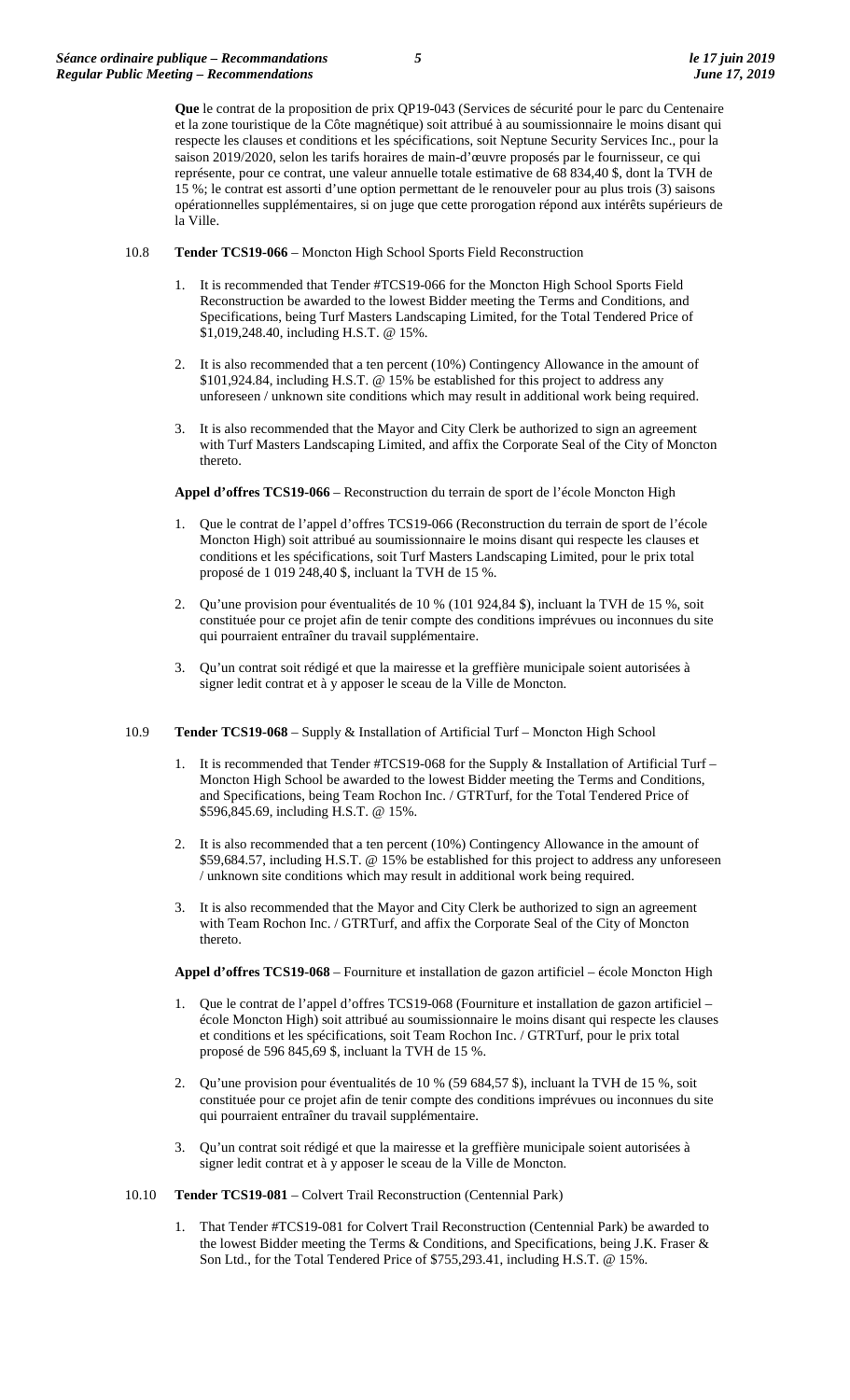**Que** le contrat de la proposition de prix QP19-043 (Services de sécurité pour le parc du Centenaire et la zone touristique de la Côte magnétique) soit attribué à au soumissionnaire le moins disant qui respecte les clauses et conditions et les spécifications, soit Neptune Security Services Inc., pour la saison 2019/2020, selon les tarifs horaires de main-d'œuvre proposés par le fournisseur, ce qui représente, pour ce contrat, une valeur annuelle totale estimative de 68 834,40 $, dont la TVH de 15 %; le contrat est assorti d'une option permettant de le renouveler pour au plus trois (3) saisons opérationnelles supplémentaires, si on juge que cette prorogation répond aux intérêts supérieurs de la Ville.

10.8 **Tender TCS19-066** – Moncton High School Sports Field Reconstruction

1. It is recommended that Tender #TCS19-066 for the Moncton High School Sports Field Reconstruction be awarded to the lowest Bidder meeting the Terms and Conditions, and Specifications, being Turf Masters Landscaping Limited, for the Total Tendered Price of $1,019,248.40, including H.S.T. @ 15%.

2. It is also recommended that a ten percent (10%) Contingency Allowance in the amount of $101,924.84, including H.S.T. @ 15% be established for this project to address any unforeseen / unknown site conditions which may result in additional work being required.

3. It is also recommended that the Mayor and City Clerk be authorized to sign an agreement with Turf Masters Landscaping Limited, and affix the Corporate Seal of the City of Moncton thereto.

**Appel d'offres TCS19-066** – Reconstruction du terrain de sport de l'école Moncton High

1. Que le contrat de l'appel d'offres TCS19-066 (Reconstruction du terrain de sport de l'école Moncton High) soit attribué au soumissionnaire le moins disant qui respecte les clauses et conditions et les spécifications, soit Turf Masters Landscaping Limited, pour le prix total proposé de 1 019 248,40 $, incluant la TVH de 15 %.

2. Qu'une provision pour éventualités de 10 % (101 924,84 $), incluant la TVH de 15 %, soit constituée pour ce projet afin de tenir compte des conditions imprévues ou inconnues du site qui pourraient entraîner du travail supplémentaire.

3. Qu'un contrat soit rédigé et que la mairesse et la greffière municipale soient autorisées à signer ledit contrat et à y apposer le sceau de la Ville de Moncton.

10.9 **Tender TCS19-068** – Supply & Installation of Artificial Turf – Moncton High School

1. It is recommended that Tender #TCS19-068 for the Supply & Installation of Artificial Turf – Moncton High School be awarded to the lowest Bidder meeting the Terms and Conditions, and Specifications, being Team Rochon Inc. / GTRTurf, for the Total Tendered Price of $596,845.69, including H.S.T. @ 15%.

2. It is also recommended that a ten percent (10%) Contingency Allowance in the amount of $59,684.57, including H.S.T. @ 15% be established for this project to address any unforeseen / unknown site conditions which may result in additional work being required.

3. It is also recommended that the Mayor and City Clerk be authorized to sign an agreement with Team Rochon Inc. / GTRTurf, and affix the Corporate Seal of the City of Moncton thereto.

**Appel d'offres TCS19-068** – Fourniture et installation de gazon artificiel – école Moncton High

1. Que le contrat de l'appel d'offres TCS19-068 (Fourniture et installation de gazon artificiel – école Moncton High) soit attribué au soumissionnaire le moins disant qui respecte les clauses et conditions et les spécifications, soit Team Rochon Inc. / GTRTurf, pour le prix total proposé de 596 845,69 $, incluant la TVH de 15 %.

2. Qu'une provision pour éventualités de 10 % (59 684,57 $), incluant la TVH de 15 %, soit constituée pour ce projet afin de tenir compte des conditions imprévues ou inconnues du site qui pourraient entraîner du travail supplémentaire.

3. Qu'un contrat soit rédigé et que la mairesse et la greffière municipale soient autorisées à signer ledit contrat et à y apposer le sceau de la Ville de Moncton.

10.10 **Tender TCS19-081** – Colvert Trail Reconstruction (Centennial Park)

1. That Tender #TCS19-081 for Colvert Trail Reconstruction (Centennial Park) be awarded to the lowest Bidder meeting the Terms & Conditions, and Specifications, being J.K. Fraser & Son Ltd., for the Total Tendered Price of $755,293.41, including H.S.T. @ 15%.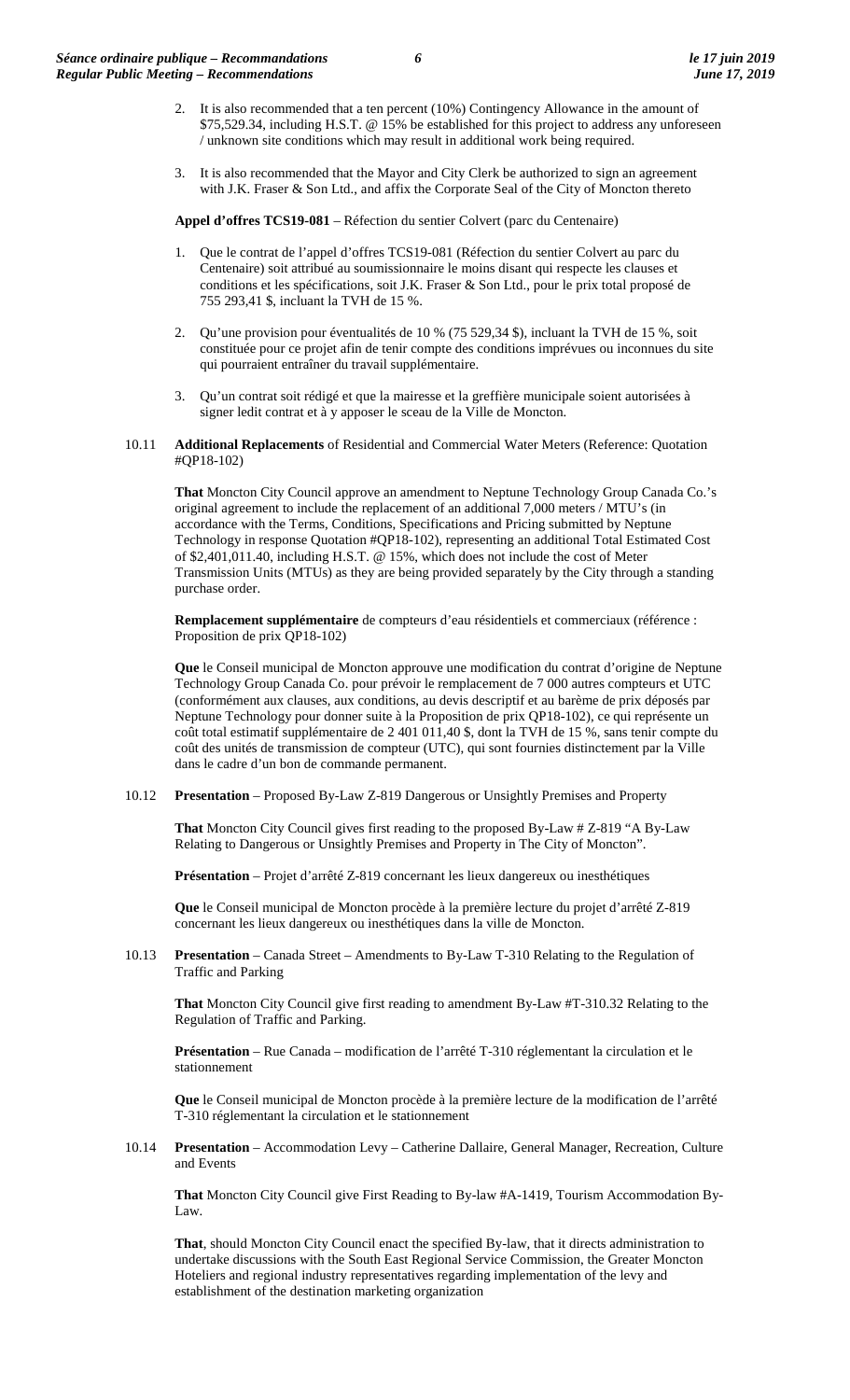2. It is also recommended that a ten percent (10%) Contingency Allowance in the amount of $75,529.34, including H.S.T. @ 15% be established for this project to address any unforeseen / unknown site conditions which may result in additional work being required.

3. It is also recommended that the Mayor and City Clerk be authorized to sign an agreement with J.K. Fraser & Son Ltd., and affix the Corporate Seal of the City of Moncton thereto

**Appel d'offres TCS19-081** – Réfection du sentier Colvert (parc du Centenaire)

1. Que le contrat de l'appel d'offres TCS19-081 (Réfection du sentier Colvert au parc du Centenaire) soit attribué au soumissionnaire le moins disant qui respecte les clauses et conditions et les spécifications, soit J.K. Fraser & Son Ltd., pour le prix total proposé de 755 293,41 $, incluant la TVH de 15 %.

2. Qu'une provision pour éventualités de 10 % (75 529,34 $), incluant la TVH de 15 %, soit constituée pour ce projet afin de tenir compte des conditions imprévues ou inconnues du site qui pourraient entraîner du travail supplémentaire.

3. Qu'un contrat soit rédigé et que la mairesse et la greffière municipale soient autorisées à signer ledit contrat et à y apposer le sceau de la Ville de Moncton.

10.11 **Additional Replacements** of Residential and Commercial Water Meters (Reference: Quotation #QP18-102)

**That** Moncton City Council approve an amendment to Neptune Technology Group Canada Co.'s original agreement to include the replacement of an additional 7,000 meters / MTU's (in accordance with the Terms, Conditions, Specifications and Pricing submitted by Neptune Technology in response Quotation #QP18-102), representing an additional Total Estimated Cost of $2,401,011.40, including H.S.T. @ 15%, which does not include the cost of Meter Transmission Units (MTUs) as they are being provided separately by the City through a standing purchase order.

**Remplacement supplémentaire** de compteurs d'eau résidentiels et commerciaux (référence : Proposition de prix QP18-102)

**Que** le Conseil municipal de Moncton approuve une modification du contrat d'origine de Neptune Technology Group Canada Co. pour prévoir le remplacement de 7 000 autres compteurs et UTC (conformément aux clauses, aux conditions, au devis descriptif et au barème de prix déposés par Neptune Technology pour donner suite à la Proposition de prix QP18-102), ce qui représente un coût total estimatif supplémentaire de 2 401 011,40 $, dont la TVH de 15 %, sans tenir compte du coût des unités de transmission de compteur (UTC), qui sont fournies distinctement par la Ville dans le cadre d'un bon de commande permanent.

10.12 **Presentation** – Proposed By-Law Z-819 Dangerous or Unsightly Premises and Property

**That** Moncton City Council gives first reading to the proposed By-Law # Z-819 "A By-Law Relating to Dangerous or Unsightly Premises and Property in The City of Moncton".

**Présentation** – Projet d'arrêté Z-819 concernant les lieux dangereux ou inesthétiques

**Que** le Conseil municipal de Moncton procède à la première lecture du projet d'arrêté Z-819 concernant les lieux dangereux ou inesthétiques dans la ville de Moncton.

10.13 **Presentation** – Canada Street – Amendments to By-Law T-310 Relating to the Regulation of Traffic and Parking

**That** Moncton City Council give first reading to amendment By-Law #T-310.32 Relating to the Regulation of Traffic and Parking.

**Présentation** – Rue Canada – modification de l'arrêté T-310 réglementant la circulation et le stationnement

**Que** le Conseil municipal de Moncton procède à la première lecture de la modification de l'arrêté T-310 réglementant la circulation et le stationnement

10.14 **Presentation** – Accommodation Levy – Catherine Dallaire, General Manager, Recreation, Culture and Events

**That** Moncton City Council give First Reading to By-law #A-1419, Tourism Accommodation By-Law.

**That**, should Moncton City Council enact the specified By-law, that it directs administration to undertake discussions with the South East Regional Service Commission, the Greater Moncton Hoteliers and regional industry representatives regarding implementation of the levy and establishment of the destination marketing organization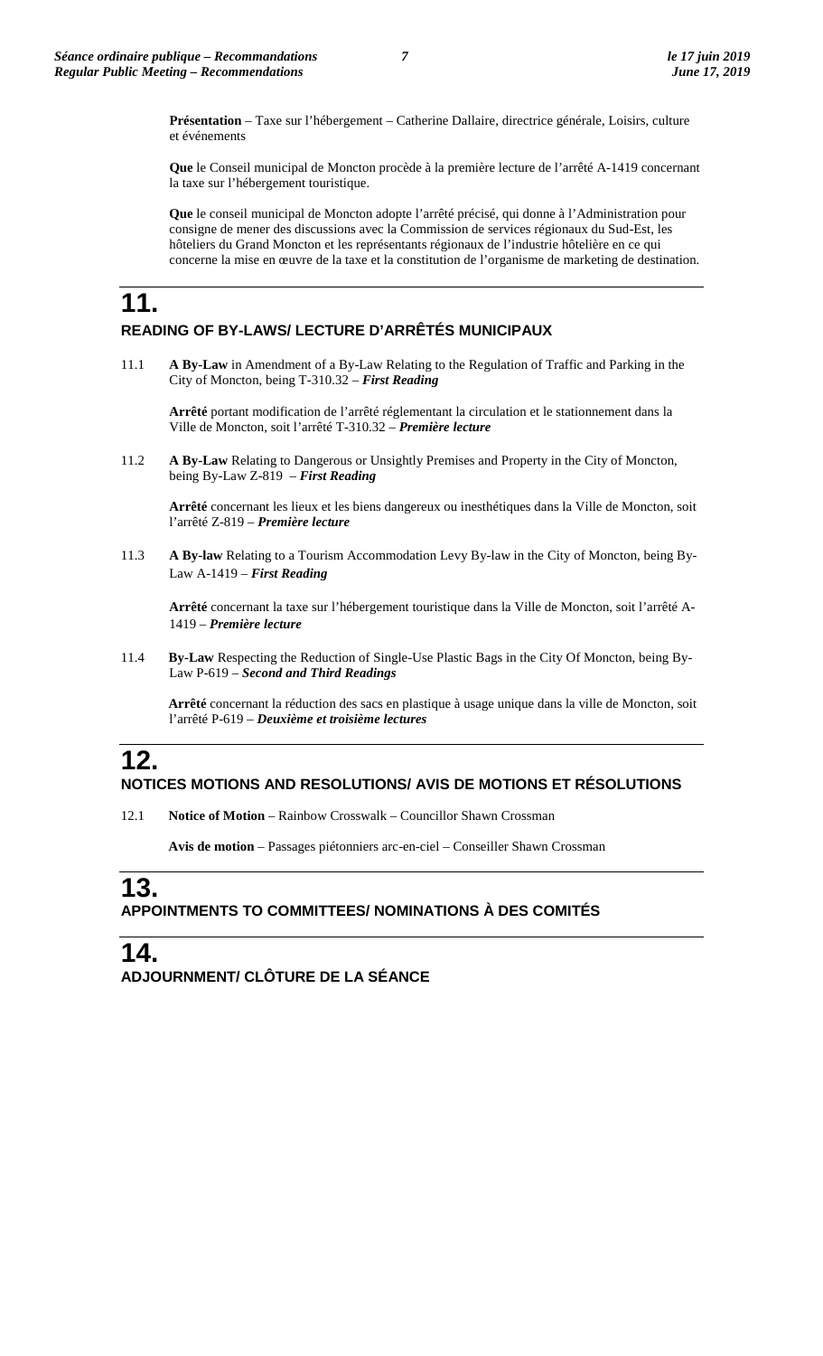**Présentation** – Taxe sur l'hébergement – Catherine Dallaire, directrice générale, Loisirs, culture et événements

**Que** le Conseil municipal de Moncton procède à la première lecture de l'arrêté A-1419 concernant la taxe sur l'hébergement touristique.

**Que** le conseil municipal de Moncton adopte l'arrêté précisé, qui donne à l'Administration pour consigne de mener des discussions avec la Commission de services régionaux du Sud-Est, les hôteliers du Grand Moncton et les représentants régionaux de l'industrie hôtelière en ce qui concerne la mise en œuvre de la taxe et la constitution de l'organisme de marketing de destination.

# 11.

## READING OF BY-LAWS/ LECTURE D'ARRÊTÉS MUNICIPAUX

11.1 **A By-Law** in Amendment of a By-Law Relating to the Regulation of Traffic and Parking in the City of Moncton, being T-310.32 – ***First Reading***

**Arrêté** portant modification de l'arrêté réglementant la circulation et le stationnement dans la Ville de Moncton, soit l'arrêté T-310.32 – ***Première lecture***

11.2 **A By-Law** Relating to Dangerous or Unsightly Premises and Property in the City of Moncton, being By-Law Z-819 – ***First Reading***

**Arrêté** concernant les lieux et les biens dangereux ou inesthétiques dans la Ville de Moncton, soit l'arrêté Z-819 – ***Première lecture***

11.3 **A By-law** Relating to a Tourism Accommodation Levy By-law in the City of Moncton, being By-Law A-1419 – ***First Reading***

**Arrêté** concernant la taxe sur l'hébergement touristique dans la Ville de Moncton, soit l'arrêté A-1419 – ***Première lecture***

11.4 **By-Law** Respecting the Reduction of Single-Use Plastic Bags in the City Of Moncton, being By-Law P-619 – ***Second and Third Readings***

**Arrêté** concernant la réduction des sacs en plastique à usage unique dans la ville de Moncton, soit l'arrêté P-619 – ***Deuxième et troisième lectures***

# 12.

## NOTICES MOTIONS AND RESOLUTIONS/ AVIS DE MOTIONS ET RÉSOLUTIONS

12.1 **Notice of Motion** – Rainbow Crosswalk – Councillor Shawn Crossman

**Avis de motion** – Passages piétonniers arc-en-ciel – Conseiller Shawn Crossman

# 13.

## APPOINTMENTS TO COMMITTEES/ NOMINATIONS À DES COMITÉS

# 14.

## ADJOURNMENT/ CLÔTURE DE LA SÉANCE